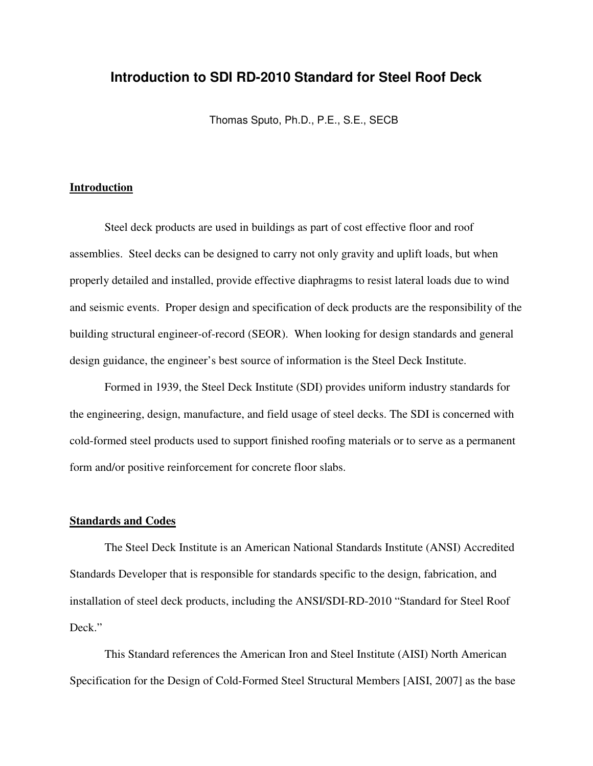# Introduction to SDI RD-2010 Standard for Steel Roof Deck

Thomas Sputo, Ph.D., P.E., S.E., SECB

## Introduction

Steel deck products are used in buildings as part of cost effective floor and roof assemblies. Steel decks can be designed to carry not only gravity and uplift loads, but when properly detailed and installed, provide effective diaphragms to resist lateral loads due to wind and seismic events. Proper design and specification of deck products are the responsibility of the building structural engineer-of-record (SEOR). When looking for design standards and general design guidance, the engineer's best source of information is the Steel Deck Institute.

Formed in 1939, the Steel Deck Institute (SDI) provides uniform industry standards for the engineering, design, manufacture, and field usage of steel decks. The SDI is concerned with cold-formed steel products used to support finished roofing materials or to serve as a permanent form and/or positive reinforcement for concrete floor slabs.

## Standards and Codes

The Steel Deck Institute is an American National Standards Institute (ANSI) Accredited Standards Developer that is responsible for standards specific to the design, fabrication, and installation of steel deck products, including the ANSI/SDI-RD-2010 "Standard for Steel Roof Deck."

This Standard references the American Iron and Steel Institute (AISI) North American Specification for the Design of Cold-Formed Steel Structural Members [AISI, 2007] as the base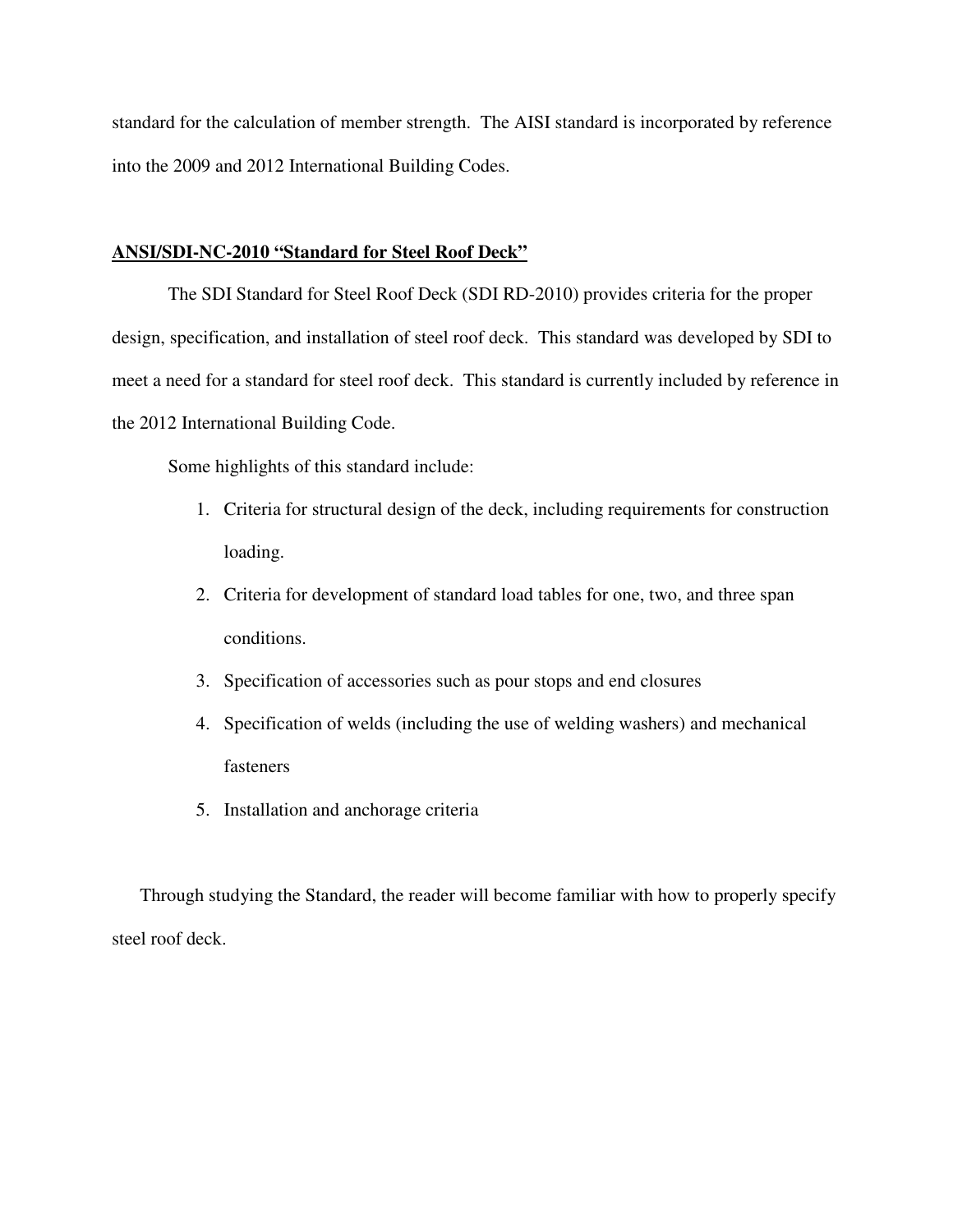standard for the calculation of member strength. The AISI standard is incorporated by reference into the 2009 and 2012 International Building Codes.

## ANSI/SDI-NC-2010 “Standard for Steel Roof Deck”

The SDI Standard for Steel Roof Deck (SDI RD-2010) provides criteria for the proper design, specification, and installation of steel roof deck. This standard was developed by SDI to meet a need for a standard for steel roof deck. This standard is currently included by reference in the 2012 International Building Code.

Some highlights of this standard include:

1. Criteria for structural design of the deck, including requirements for construction loading.
2. Criteria for development of standard load tables for one, two, and three span conditions.
3. Specification of accessories such as pour stops and end closures
4. Specification of welds (including the use of welding washers) and mechanical fasteners
5. Installation and anchorage criteria

Through studying the Standard, the reader will become familiar with how to properly specify steel roof deck.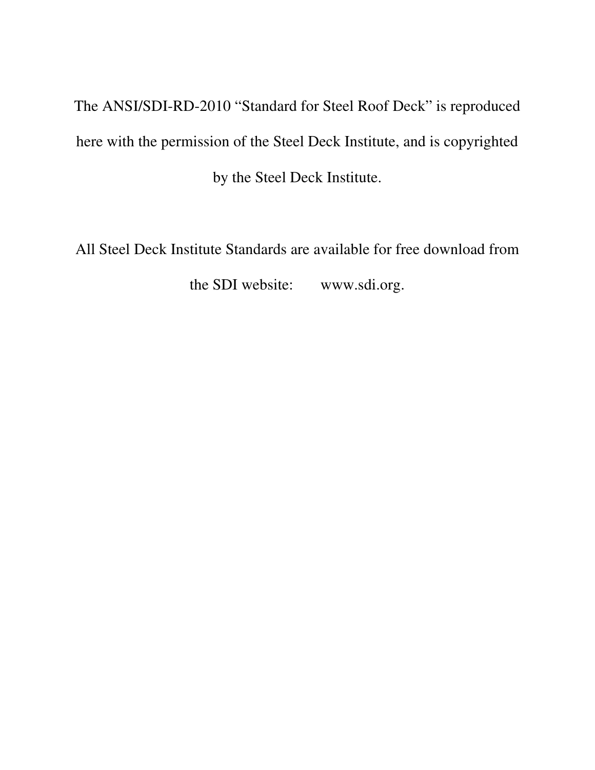The ANSI/SDI-RD-2010 “Standard for Steel Roof Deck” is reproduced here with the permission of the Steel Deck Institute, and is copyrighted by the Steel Deck Institute.

All Steel Deck Institute Standards are available for free download from the SDI website: www.sdi.org.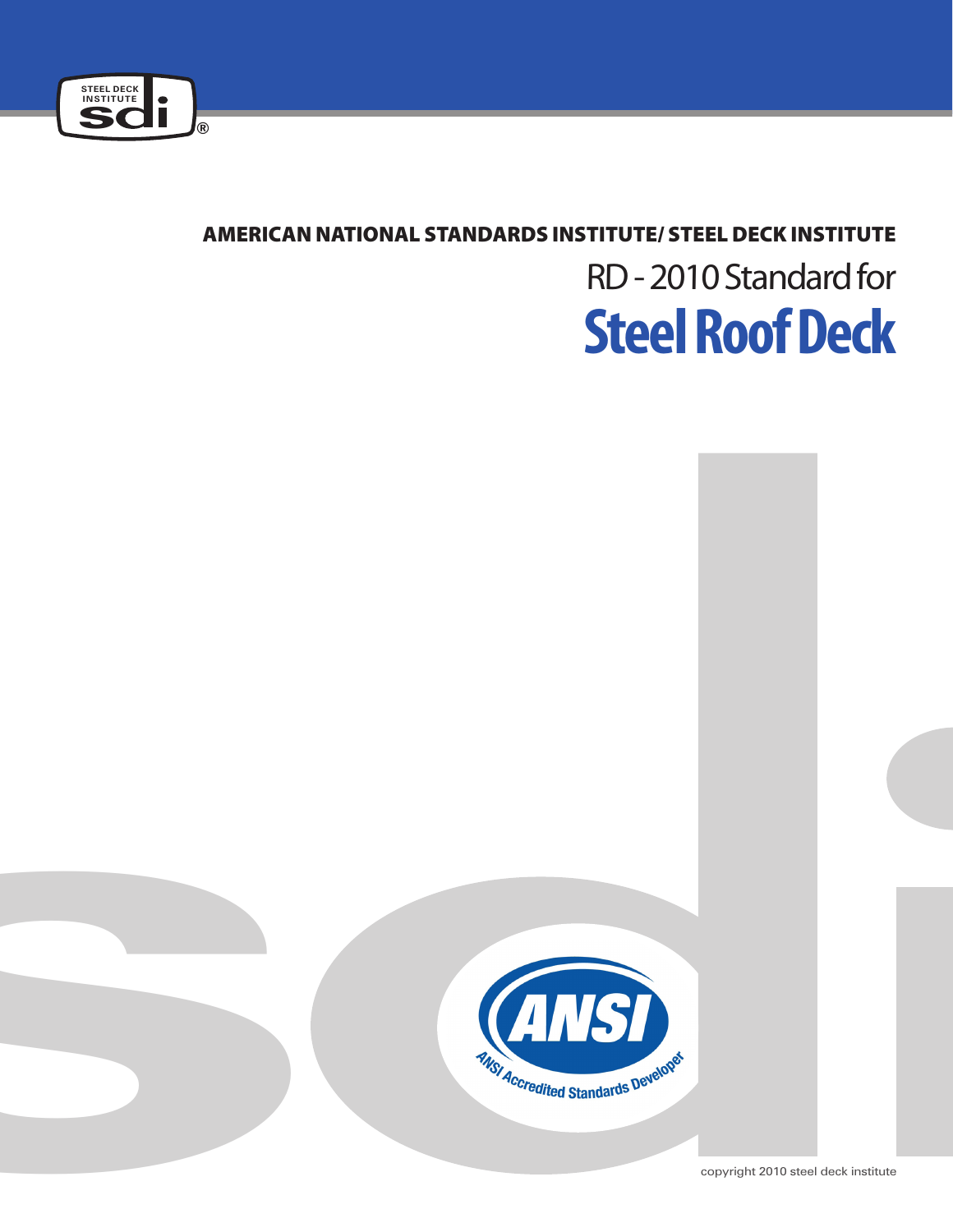**AMERICAN NATIONAL STANDARDS INSTITUTE/ STEEL DECK INSTITUTE**

# RD - 2010 Standard for Steel Roof Deck

copyright 2010 steel deck institute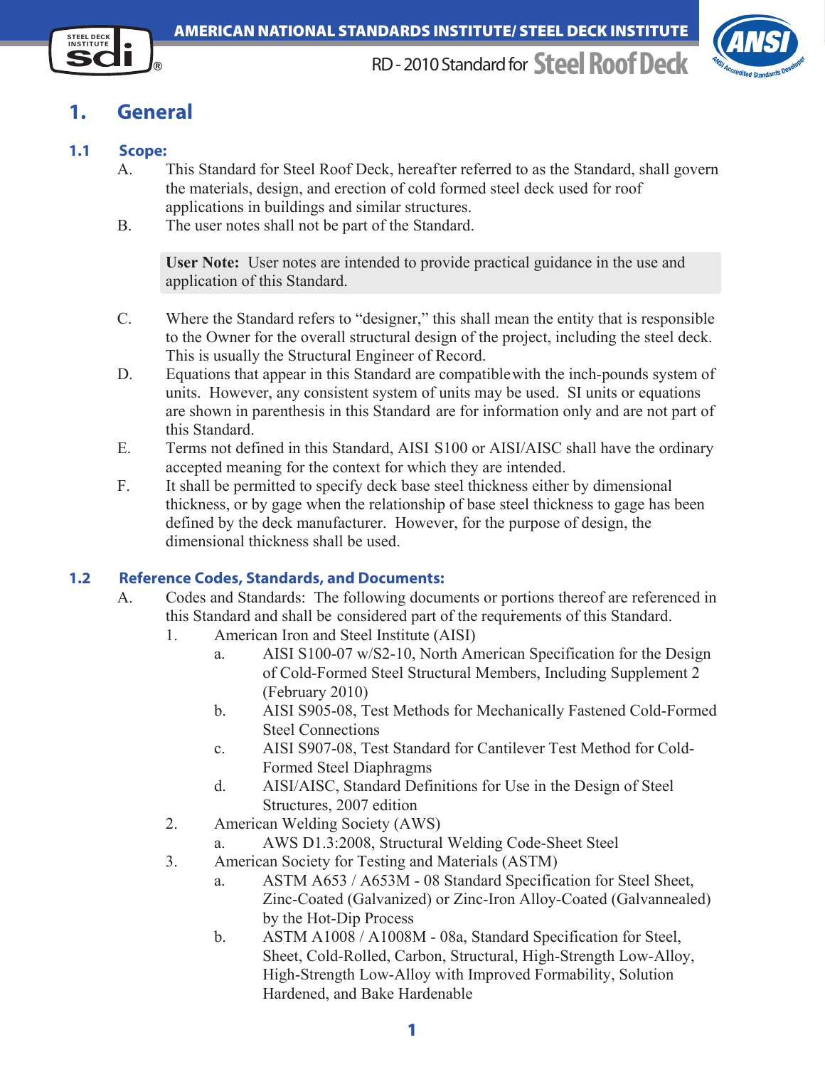# 1. General

## 1.1 Scope:

A. This Standard for Steel Roof Deck, hereafter referred to as the Standard, shall govern the materials, design, and erection of cold formed steel deck used for roof applications in buildings and similar structures.

B. The user notes shall not be part of the Standard.

> **User Note:** User notes are intended to provide practical guidance in the use and application of this Standard.

C. Where the Standard refers to "designer," this shall mean the entity that is responsible to the Owner for the overall structural design of the project, including the steel deck. This is usually the Structural Engineer of Record.

D. Equations that appear in this Standard are compatible with the inch-pounds system of units. However, any consistent system of units may be used. SI units or equations are shown in parenthesis in this Standard are for information only and are not part of this Standard.

E. Terms not defined in this Standard, AISI S100 or AISI/AISC shall have the ordinary accepted meaning for the context for which they are intended.

F. It shall be permitted to specify deck base steel thickness either by dimensional thickness, or by gage when the relationship of base steel thickness to gage has been defined by the deck manufacturer. However, for the purpose of design, the dimensional thickness shall be used.

## 1.2 Reference Codes, Standards, and Documents:

A. Codes and Standards: The following documents or portions thereof are referenced in this Standard and shall be considered part of the requirements of this Standard.

1. American Iron and Steel Institute (AISI)
   a. AISI S100-07 w/S2-10, North American Specification for the Design of Cold-Formed Steel Structural Members, Including Supplement 2 (February 2010)
   b. AISI S905-08, Test Methods for Mechanically Fastened Cold-Formed Steel Connections
   c. AISI S907-08, Test Standard for Cantilever Test Method for Cold-Formed Steel Diaphragms
   d. AISI/AISC, Standard Definitions for Use in the Design of Steel Structures, 2007 edition
2. American Welding Society (AWS)
   a. AWS D1.3:2008, Structural Welding Code-Sheet Steel
3. American Society for Testing and Materials (ASTM)
   a. ASTM A653 / A653M - 08 Standard Specification for Steel Sheet, Zinc-Coated (Galvanized) or Zinc-Iron Alloy-Coated (Galvannealed) by the Hot-Dip Process
   b. ASTM A1008 / A1008M - 08a, Standard Specification for Steel, Sheet, Cold-Rolled, Carbon, Structural, High-Strength Low-Alloy, High-Strength Low-Alloy with Improved Formability, Solution Hardened, and Bake Hardenable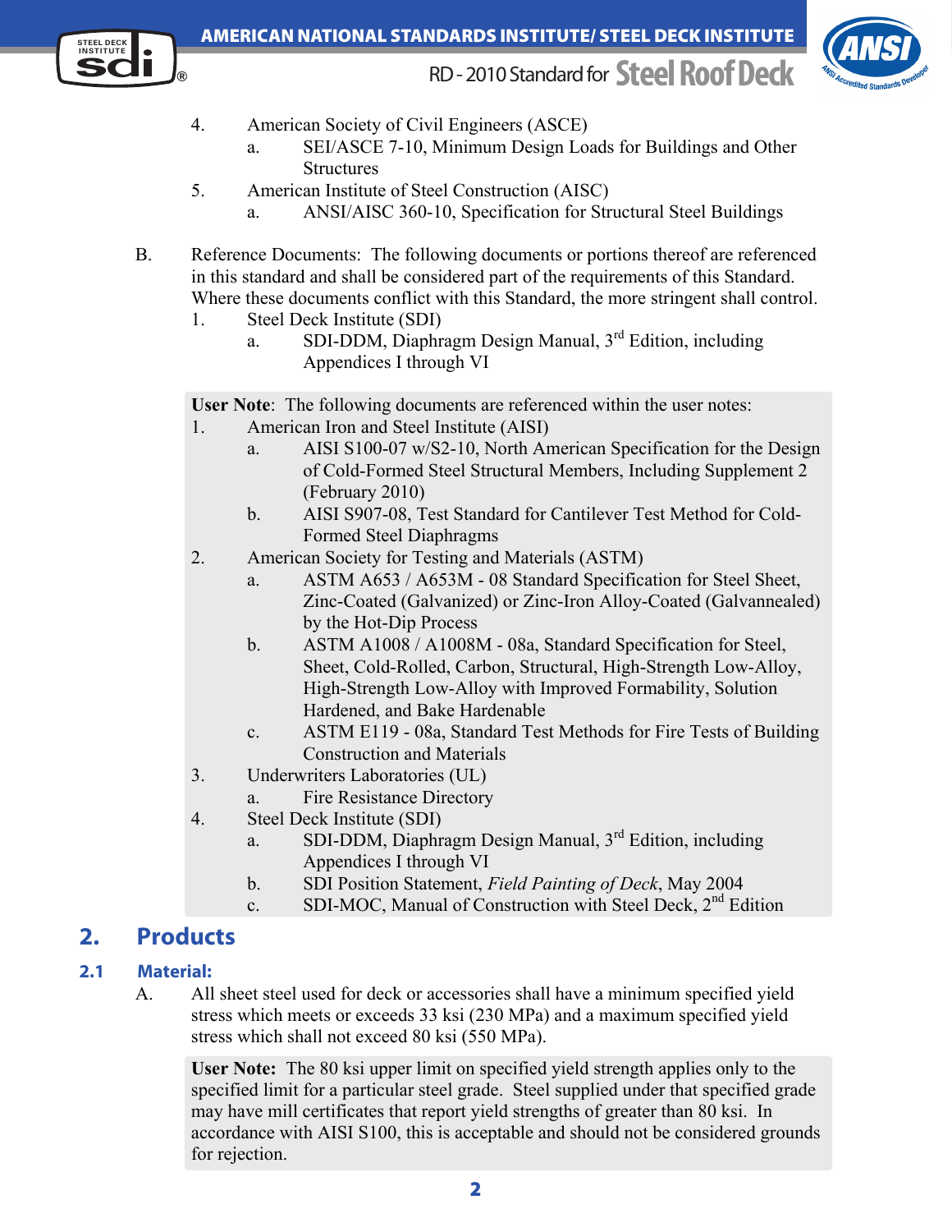4. American Society of Civil Engineers (ASCE)
    a. SEI/ASCE 7-10, Minimum Design Loads for Buildings and Other Structures
5. American Institute of Steel Construction (AISC)
    a. ANSI/AISC 360-10, Specification for Structural Steel Buildings

B. Reference Documents: The following documents or portions thereof are referenced in this standard and shall be considered part of the requirements of this Standard. Where these documents conflict with this Standard, the more stringent shall control.

1. Steel Deck Institute (SDI)
    a. SDI-DDM, Diaphragm Design Manual, 3rd Edition, including Appendices I through VI

> **User Note**: The following documents are referenced within the user notes:
> 1. American Iron and Steel Institute (AISI)
>     a. AISI S100-07 w/S2-10, North American Specification for the Design of Cold-Formed Steel Structural Members, Including Supplement 2 (February 2010)
>     b. AISI S907-08, Test Standard for Cantilever Test Method for Cold-Formed Steel Diaphragms
> 2. American Society for Testing and Materials (ASTM)
>     a. ASTM A653 / A653M - 08 Standard Specification for Steel Sheet, Zinc-Coated (Galvanized) or Zinc-Iron Alloy-Coated (Galvannealed) by the Hot-Dip Process
>     b. ASTM A1008 / A1008M - 08a, Standard Specification for Steel, Sheet, Cold-Rolled, Carbon, Structural, High-Strength Low-Alloy, High-Strength Low-Alloy with Improved Formability, Solution Hardened, and Bake Hardenable
>     c. ASTM E119 - 08a, Standard Test Methods for Fire Tests of Building Construction and Materials
> 3. Underwriters Laboratories (UL)
>     a. Fire Resistance Directory
> 4. Steel Deck Institute (SDI)
>     a. SDI-DDM, Diaphragm Design Manual, 3rd Edition, including Appendices I through VI
>     b. SDI Position Statement, *Field Painting of Deck*, May 2004
>     c. SDI-MOC, Manual of Construction with Steel Deck, 2nd Edition

## 2. Products

### 2.1 Material:

A. All sheet steel used for deck or accessories shall have a minimum specified yield stress which meets or exceeds 33 ksi (230 MPa) and a maximum specified yield stress which shall not exceed 80 ksi (550 MPa).

> **User Note:** The 80 ksi upper limit on specified yield strength applies only to the specified limit for a particular steel grade. Steel supplied under that specified grade may have mill certificates that report yield strengths of greater than 80 ksi. In accordance with AISI S100, this is acceptable and should not be considered grounds for rejection.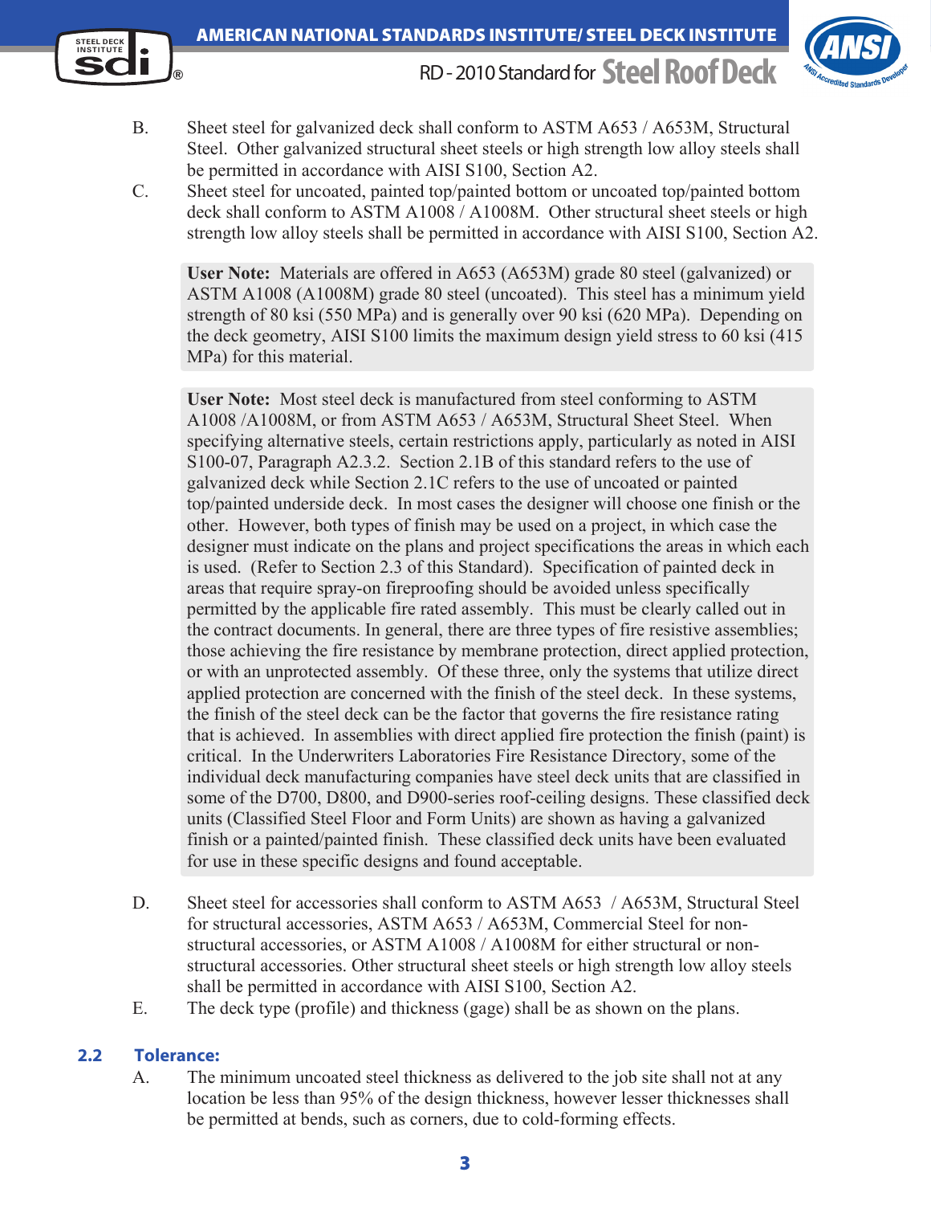B. Sheet steel for galvanized deck shall conform to ASTM A653 / A653M, Structural Steel. Other galvanized structural sheet steels or high strength low alloy steels shall be permitted in accordance with AISI S100, Section A2.

C. Sheet steel for uncoated, painted top/painted bottom or uncoated top/painted bottom deck shall conform to ASTM A1008 / A1008M. Other structural sheet steels or high strength low alloy steels shall be permitted in accordance with AISI S100, Section A2.

> **User Note:** Materials are offered in A653 (A653M) grade 80 steel (galvanized) or ASTM A1008 (A1008M) grade 80 steel (uncoated). This steel has a minimum yield strength of 80 ksi (550 MPa) and is generally over 90 ksi (620 MPa). Depending on the deck geometry, AISI S100 limits the maximum design yield stress to 60 ksi (415 MPa) for this material.

> **User Note:** Most steel deck is manufactured from steel conforming to ASTM A1008 /A1008M, or from ASTM A653 / A653M, Structural Sheet Steel. When specifying alternative steels, certain restrictions apply, particularly as noted in AISI S100-07, Paragraph A2.3.2. Section 2.1B of this standard refers to the use of galvanized deck while Section 2.1C refers to the use of uncoated or painted top/painted underside deck. In most cases the designer will choose one finish or the other. However, both types of finish may be used on a project, in which case the designer must indicate on the plans and project specifications the areas in which each is used. (Refer to Section 2.3 of this Standard). Specification of painted deck in areas that require spray-on fireproofing should be avoided unless specifically permitted by the applicable fire rated assembly. This must be clearly called out in the contract documents. In general, there are three types of fire resistive assemblies; those achieving the fire resistance by membrane protection, direct applied protection, or with an unprotected assembly. Of these three, only the systems that utilize direct applied protection are concerned with the finish of the steel deck. In these systems, the finish of the steel deck can be the factor that governs the fire resistance rating that is achieved. In assemblies with direct applied fire protection the finish (paint) is critical. In the Underwriters Laboratories Fire Resistance Directory, some of the individual deck manufacturing companies have steel deck units that are classified in some of the D700, D800, and D900-series roof-ceiling designs. These classified deck units (Classified Steel Floor and Form Units) are shown as having a galvanized finish or a painted/painted finish. These classified deck units have been evaluated for use in these specific designs and found acceptable.

D. Sheet steel for accessories shall conform to ASTM A653 / A653M, Structural Steel for structural accessories, ASTM A653 / A653M, Commercial Steel for non-structural accessories, or ASTM A1008 / A1008M for either structural or non-structural accessories. Other structural sheet steels or high strength low alloy steels shall be permitted in accordance with AISI S100, Section A2.

E. The deck type (profile) and thickness (gage) shall be as shown on the plans.

## 2.2 Tolerance:

A. The minimum uncoated steel thickness as delivered to the job site shall not at any location be less than 95% of the design thickness, however lesser thicknesses shall be permitted at bends, such as corners, due to cold-forming effects.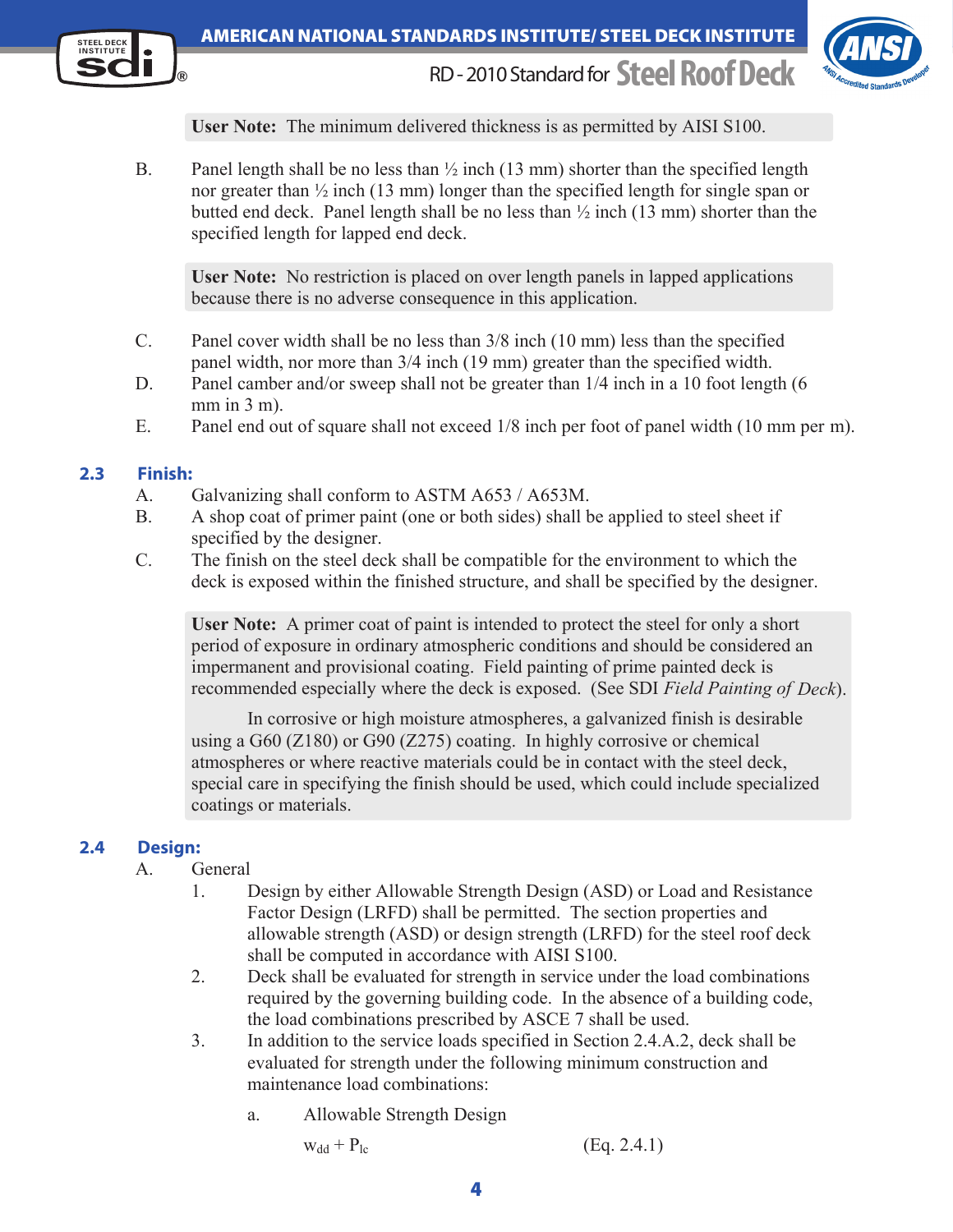**User Note:** The minimum delivered thickness is as permitted by AISI S100.

B. Panel length shall be no less than ½ inch (13 mm) shorter than the specified length nor greater than ½ inch (13 mm) longer than the specified length for single span or butted end deck. Panel length shall be no less than ½ inch (13 mm) shorter than the specified length for lapped end deck.

**User Note:** No restriction is placed on over length panels in lapped applications because there is no adverse consequence in this application.

C. Panel cover width shall be no less than 3/8 inch (10 mm) less than the specified panel width, nor more than 3/4 inch (19 mm) greater than the specified width.

D. Panel camber and/or sweep shall not be greater than 1/4 inch in a 10 foot length (6 mm in 3 m).

E. Panel end out of square shall not exceed 1/8 inch per foot of panel width (10 mm per m).

## 2.3 Finish:

A. Galvanizing shall conform to ASTM A653 / A653M.

B. A shop coat of primer paint (one or both sides) shall be applied to steel sheet if specified by the designer.

C. The finish on the steel deck shall be compatible for the environment to which the deck is exposed within the finished structure, and shall be specified by the designer.

**User Note:** A primer coat of paint is intended to protect the steel for only a short period of exposure in ordinary atmospheric conditions and should be considered an impermanent and provisional coating. Field painting of prime painted deck is recommended especially where the deck is exposed. (See SDI *Field Painting of Deck*).

In corrosive or high moisture atmospheres, a galvanized finish is desirable using a G60 (Z180) or G90 (Z275) coating. In highly corrosive or chemical atmospheres or where reactive materials could be in contact with the steel deck, special care in specifying the finish should be used, which could include specialized coatings or materials.

## 2.4 Design:

A. General

1. Design by either Allowable Strength Design (ASD) or Load and Resistance Factor Design (LRFD) shall be permitted. The section properties and allowable strength (ASD) or design strength (LRFD) for the steel roof deck shall be computed in accordance with AISI S100.

2. Deck shall be evaluated for strength in service under the load combinations required by the governing building code. In the absence of a building code, the load combinations prescribed by ASCE 7 shall be used.

3. In addition to the service loads specified in Section 2.4.A.2, deck shall be evaluated for strength under the following minimum construction and maintenance load combinations:

    a. Allowable Strength Design

    $$w_{dd} + P_{lc} \qquad \text{(Eq. 2.4.1)}$$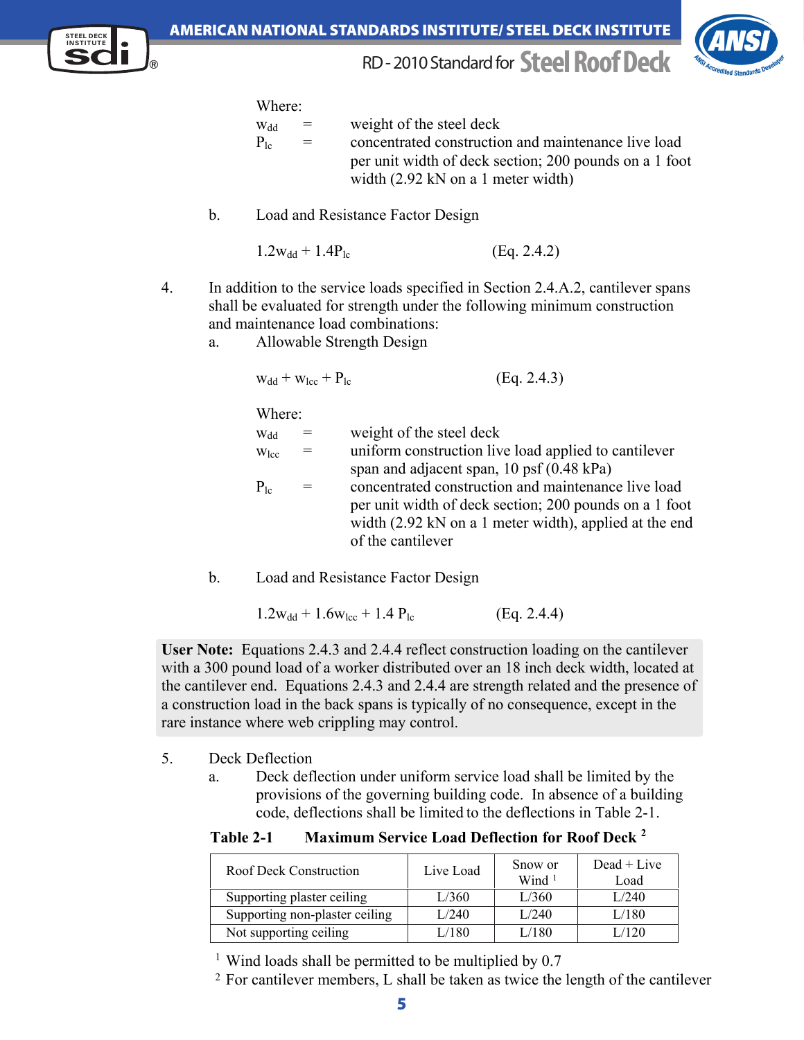Where:

$w_{dd}$ = weight of the steel deck

$P_{lc}$ = concentrated construction and maintenance live load per unit width of deck section; 200 pounds on a 1 foot width (2.92 kN on a 1 meter width)

b. Load and Resistance Factor Design

$$1.2w_{dd} + 1.4P_{lc} \qquad \text{(Eq. 2.4.2)}$$

4. In addition to the service loads specified in Section 2.4.A.2, cantilever spans shall be evaluated for strength under the following minimum construction and maintenance load combinations:

a. Allowable Strength Design

$$w_{dd} + w_{lcc} + P_{lc} \qquad \text{(Eq. 2.4.3)}$$

Where:

$w_{dd}$ = weight of the steel deck

$w_{lcc}$ = uniform construction live load applied to cantilever span and adjacent span, 10 psf (0.48 kPa)

$P_{lc}$ = concentrated construction and maintenance live load per unit width of deck section; 200 pounds on a 1 foot width (2.92 kN on a 1 meter width), applied at the end of the cantilever

b. Load and Resistance Factor Design

$$1.2w_{dd} + 1.6w_{lcc} + 1.4\,P_{lc} \qquad \text{(Eq. 2.4.4)}$$

**User Note:** Equations 2.4.3 and 2.4.4 reflect construction loading on the cantilever with a 300 pound load of a worker distributed over an 18 inch deck width, located at the cantilever end. Equations 2.4.3 and 2.4.4 are strength related and the presence of a construction load in the back spans is typically of no consequence, except in the rare instance where web crippling may control.

5. Deck Deflection

a. Deck deflection under uniform service load shall be limited by the provisions of the governing building code. In absence of a building code, deflections shall be limited to the deflections in Table 2-1.

**Table 2-1 Maximum Service Load Deflection for Roof Deck [2]**

| Roof Deck Construction | Live Load | Snow or Wind [1] | Dead + Live Load |
|---|---|---|---|
| Supporting plaster ceiling | L/360 | L/360 | L/240 |
| Supporting non-plaster ceiling | L/240 | L/240 | L/180 |
| Not supporting ceiling | L/180 | L/180 | L/120 |

[1] Wind loads shall be permitted to be multiplied by 0.7

[2] For cantilever members, L shall be taken as twice the length of the cantilever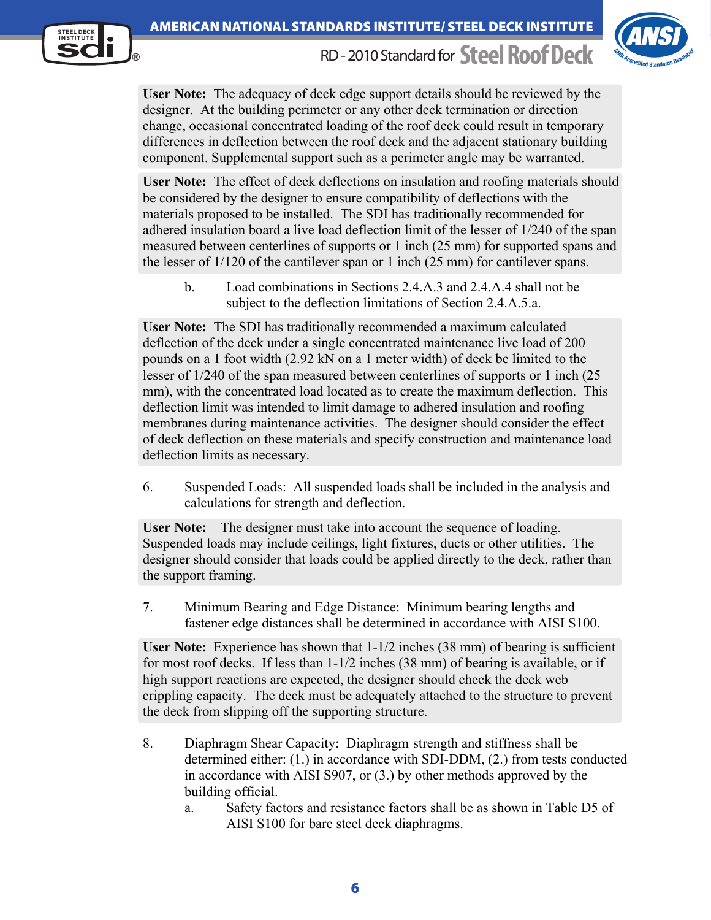**User Note:** The adequacy of deck edge support details should be reviewed by the designer. At the building perimeter or any other deck termination or direction change, occasional concentrated loading of the roof deck could result in temporary differences in deflection between the roof deck and the adjacent stationary building component. Supplemental support such as a perimeter angle may be warranted.

**User Note:** The effect of deck deflections on insulation and roofing materials should be considered by the designer to ensure compatibility of deflections with the materials proposed to be installed. The SDI has traditionally recommended for adhered insulation board a live load deflection limit of the lesser of 1/240 of the span measured between centerlines of supports or 1 inch (25 mm) for supported spans and the lesser of 1/120 of the cantilever span or 1 inch (25 mm) for cantilever spans.

b. Load combinations in Sections 2.4.A.3 and 2.4.A.4 shall not be subject to the deflection limitations of Section 2.4.A.5.a.

**User Note:** The SDI has traditionally recommended a maximum calculated deflection of the deck under a single concentrated maintenance live load of 200 pounds on a 1 foot width (2.92 kN on a 1 meter width) of deck be limited to the lesser of 1/240 of the span measured between centerlines of supports or 1 inch (25 mm), with the concentrated load located as to create the maximum deflection. This deflection limit was intended to limit damage to adhered insulation and roofing membranes during maintenance activities. The designer should consider the effect of deck deflection on these materials and specify construction and maintenance load deflection limits as necessary.

6. Suspended Loads: All suspended loads shall be included in the analysis and calculations for strength and deflection.

**User Note:** The designer must take into account the sequence of loading. Suspended loads may include ceilings, light fixtures, ducts or other utilities. The designer should consider that loads could be applied directly to the deck, rather than the support framing.

7. Minimum Bearing and Edge Distance: Minimum bearing lengths and fastener edge distances shall be determined in accordance with AISI S100.

**User Note:** Experience has shown that 1-1/2 inches (38 mm) of bearing is sufficient for most roof decks. If less than 1-1/2 inches (38 mm) of bearing is available, or if high support reactions are expected, the designer should check the deck web crippling capacity. The deck must be adequately attached to the structure to prevent the deck from slipping off the supporting structure.

8. Diaphragm Shear Capacity: Diaphragm strength and stiffness shall be determined either: (1.) in accordance with SDI-DDM, (2.) from tests conducted in accordance with AISI S907, or (3.) by other methods approved by the building official.

   a. Safety factors and resistance factors shall be as shown in Table D5 of AISI S100 for bare steel deck diaphragms.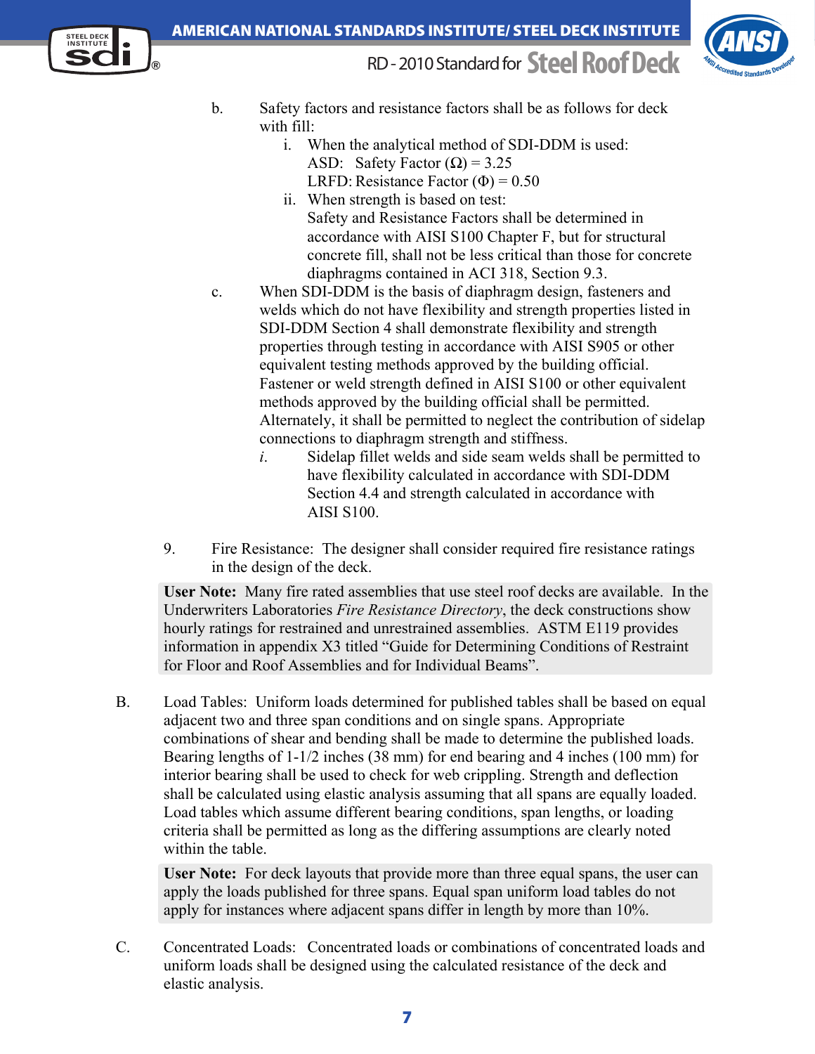b. Safety factors and resistance factors shall be as follows for deck with fill:

   i. When the analytical method of SDI-DDM is used:
      ASD: Safety Factor (Ω) = 3.25
      LRFD: Resistance Factor (Φ) = 0.50

   ii. When strength is based on test:
      Safety and Resistance Factors shall be determined in accordance with AISI S100 Chapter F, but for structural concrete fill, shall not be less critical than those for concrete diaphragms contained in ACI 318, Section 9.3.

c. When SDI-DDM is the basis of diaphragm design, fasteners and welds which do not have flexibility and strength properties listed in SDI-DDM Section 4 shall demonstrate flexibility and strength properties through testing in accordance with AISI S905 or other equivalent testing methods approved by the building official. Fastener or weld strength defined in AISI S100 or other equivalent methods approved by the building official shall be permitted. Alternately, it shall be permitted to neglect the contribution of sidelap connections to diaphragm strength and stiffness.

   *i.* Sidelap fillet welds and side seam welds shall be permitted to have flexibility calculated in accordance with SDI-DDM Section 4.4 and strength calculated in accordance with AISI S100.

9. Fire Resistance: The designer shall consider required fire resistance ratings in the design of the deck.

> **User Note:** Many fire rated assemblies that use steel roof decks are available. In the Underwriters Laboratories *Fire Resistance Directory*, the deck constructions show hourly ratings for restrained and unrestrained assemblies. ASTM E119 provides information in appendix X3 titled "Guide for Determining Conditions of Restraint for Floor and Roof Assemblies and for Individual Beams".

B. Load Tables: Uniform loads determined for published tables shall be based on equal adjacent two and three span conditions and on single spans. Appropriate combinations of shear and bending shall be made to determine the published loads. Bearing lengths of 1-1/2 inches (38 mm) for end bearing and 4 inches (100 mm) for interior bearing shall be used to check for web crippling. Strength and deflection shall be calculated using elastic analysis assuming that all spans are equally loaded. Load tables which assume different bearing conditions, span lengths, or loading criteria shall be permitted as long as the differing assumptions are clearly noted within the table.

> **User Note:** For deck layouts that provide more than three equal spans, the user can apply the loads published for three spans. Equal span uniform load tables do not apply for instances where adjacent spans differ in length by more than 10%.

C. Concentrated Loads: Concentrated loads or combinations of concentrated loads and uniform loads shall be designed using the calculated resistance of the deck and elastic analysis.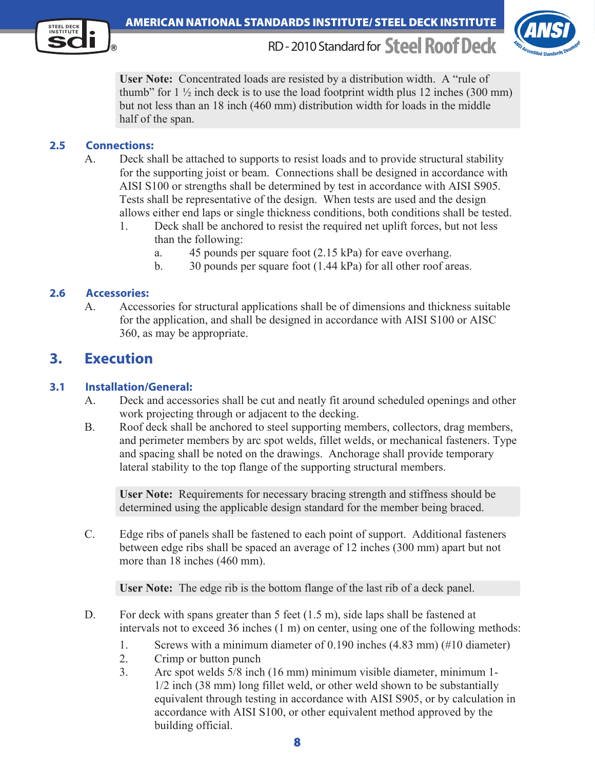> **User Note:** Concentrated loads are resisted by a distribution width. A "rule of thumb" for 1 ½ inch deck is to use the load footprint width plus 12 inches (300 mm) but not less than an 18 inch (460 mm) distribution width for loads in the middle half of the span.

### 2.5 Connections:

A. Deck shall be attached to supports to resist loads and to provide structural stability for the supporting joist or beam. Connections shall be designed in accordance with AISI S100 or strengths shall be determined by test in accordance with AISI S905. Tests shall be representative of the design. When tests are used and the design allows either end laps or single thickness conditions, both conditions shall be tested.

1. Deck shall be anchored to resist the required net uplift forces, but not less than the following:
   a. 45 pounds per square foot (2.15 kPa) for eave overhang.
   b. 30 pounds per square foot (1.44 kPa) for all other roof areas.

### 2.6 Accessories:

A. Accessories for structural applications shall be of dimensions and thickness suitable for the application, and shall be designed in accordance with AISI S100 or AISC 360, as may be appropriate.

## 3. Execution

### 3.1 Installation/General:

A. Deck and accessories shall be cut and neatly fit around scheduled openings and other work projecting through or adjacent to the decking.

B. Roof deck shall be anchored to steel supporting members, collectors, drag members, and perimeter members by arc spot welds, fillet welds, or mechanical fasteners. Type and spacing shall be noted on the drawings. Anchorage shall provide temporary lateral stability to the top flange of the supporting structural members.

> **User Note:** Requirements for necessary bracing strength and stiffness should be determined using the applicable design standard for the member being braced.

C. Edge ribs of panels shall be fastened to each point of support. Additional fasteners between edge ribs shall be spaced an average of 12 inches (300 mm) apart but not more than 18 inches (460 mm).

> **User Note:** The edge rib is the bottom flange of the last rib of a deck panel.

D. For deck with spans greater than 5 feet (1.5 m), side laps shall be fastened at intervals not to exceed 36 inches (1 m) on center, using one of the following methods:

1. Screws with a minimum diameter of 0.190 inches (4.83 mm) (#10 diameter)
2. Crimp or button punch
3. Arc spot welds 5/8 inch (16 mm) minimum visible diameter, minimum 1-1/2 inch (38 mm) long fillet weld, or other weld shown to be substantially equivalent through testing in accordance with AISI S905, or by calculation in accordance with AISI S100, or other equivalent method approved by the building official.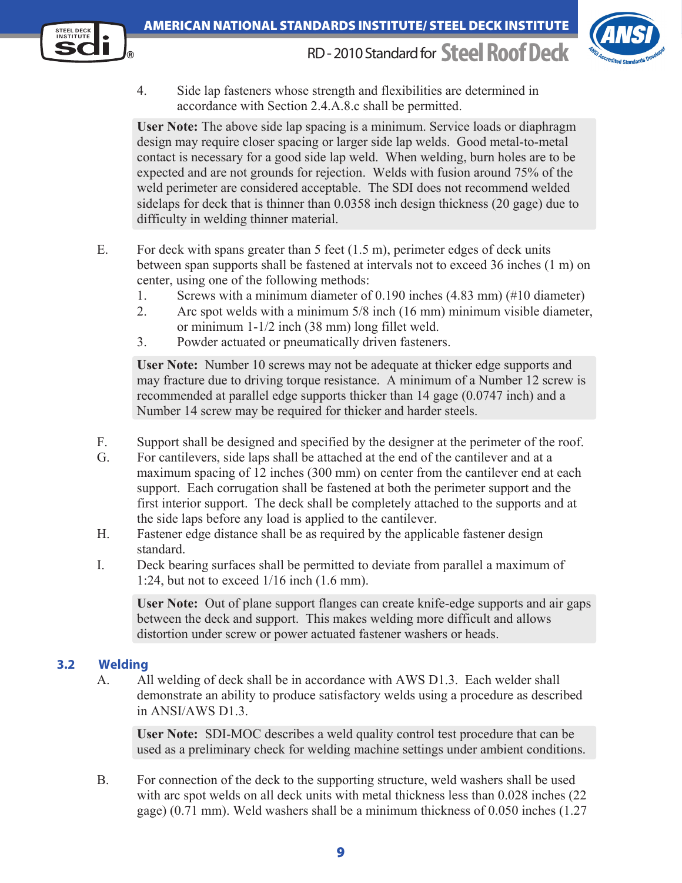4. Side lap fasteners whose strength and flexibilities are determined in accordance with Section 2.4.A.8.c shall be permitted.

> **User Note:** The above side lap spacing is a minimum. Service loads or diaphragm design may require closer spacing or larger side lap welds. Good metal-to-metal contact is necessary for a good side lap weld. When welding, burn holes are to be expected and are not grounds for rejection. Welds with fusion around 75% of the weld perimeter are considered acceptable. The SDI does not recommend welded sidelaps for deck that is thinner than 0.0358 inch design thickness (20 gage) due to difficulty in welding thinner material.

E. For deck with spans greater than 5 feet (1.5 m), perimeter edges of deck units between span supports shall be fastened at intervals not to exceed 36 inches (1 m) on center, using one of the following methods:
   1. Screws with a minimum diameter of 0.190 inches (4.83 mm) (#10 diameter)
   2. Arc spot welds with a minimum 5/8 inch (16 mm) minimum visible diameter, or minimum 1-1/2 inch (38 mm) long fillet weld.
   3. Powder actuated or pneumatically driven fasteners.

> **User Note:** Number 10 screws may not be adequate at thicker edge supports and may fracture due to driving torque resistance. A minimum of a Number 12 screw is recommended at parallel edge supports thicker than 14 gage (0.0747 inch) and a Number 14 screw may be required for thicker and harder steels.

F. Support shall be designed and specified by the designer at the perimeter of the roof.

G. For cantilevers, side laps shall be attached at the end of the cantilever and at a maximum spacing of 12 inches (300 mm) on center from the cantilever end at each support. Each corrugation shall be fastened at both the perimeter support and the first interior support. The deck shall be completely attached to the supports and at the side laps before any load is applied to the cantilever.

H. Fastener edge distance shall be as required by the applicable fastener design standard.

I. Deck bearing surfaces shall be permitted to deviate from parallel a maximum of 1:24, but not to exceed 1/16 inch (1.6 mm).

> **User Note:** Out of plane support flanges can create knife-edge supports and air gaps between the deck and support. This makes welding more difficult and allows distortion under screw or power actuated fastener washers or heads.

## 3.2 Welding

A. All welding of deck shall be in accordance with AWS D1.3. Each welder shall demonstrate an ability to produce satisfactory welds using a procedure as described in ANSI/AWS D1.3.

> **User Note:** SDI-MOC describes a weld quality control test procedure that can be used as a preliminary check for welding machine settings under ambient conditions.

B. For connection of the deck to the supporting structure, weld washers shall be used with arc spot welds on all deck units with metal thickness less than 0.028 inches (22 gage) (0.71 mm). Weld washers shall be a minimum thickness of 0.050 inches (1.27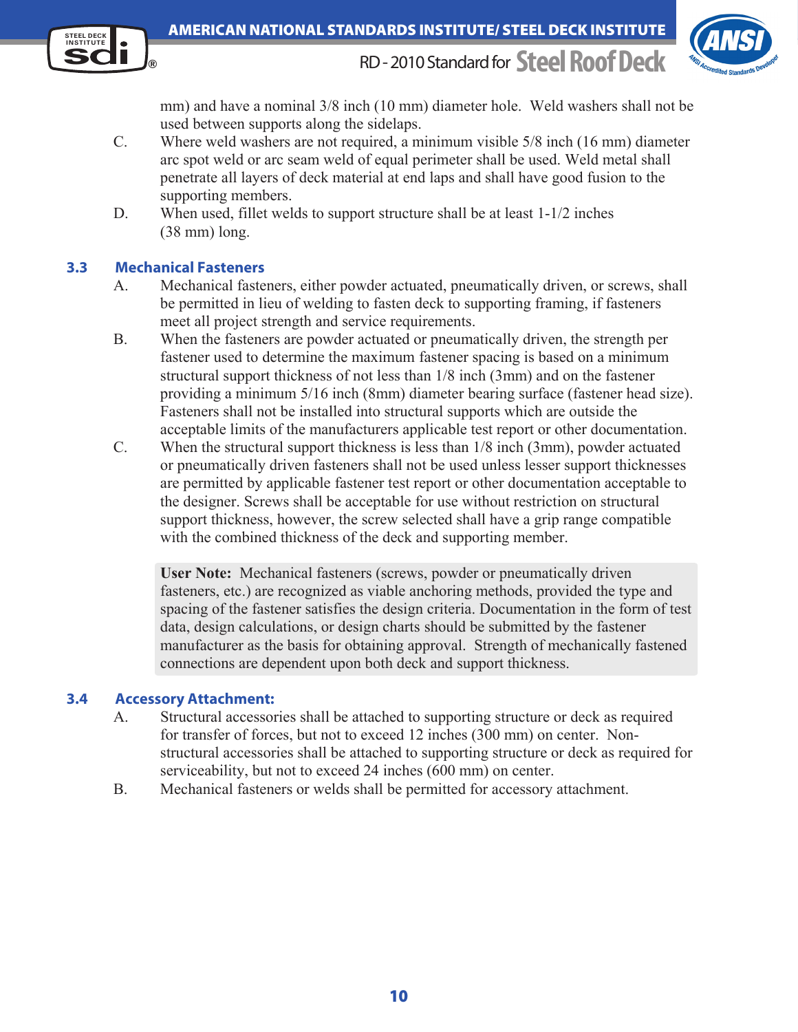mm) and have a nominal 3/8 inch (10 mm) diameter hole. Weld washers shall not be used between supports along the sidelaps.

C. Where weld washers are not required, a minimum visible 5/8 inch (16 mm) diameter arc spot weld or arc seam weld of equal perimeter shall be used. Weld metal shall penetrate all layers of deck material at end laps and shall have good fusion to the supporting members.

D. When used, fillet welds to support structure shall be at least 1-1/2 inches (38 mm) long.

### 3.3 Mechanical Fasteners

A. Mechanical fasteners, either powder actuated, pneumatically driven, or screws, shall be permitted in lieu of welding to fasten deck to supporting framing, if fasteners meet all project strength and service requirements.

B. When the fasteners are powder actuated or pneumatically driven, the strength per fastener used to determine the maximum fastener spacing is based on a minimum structural support thickness of not less than 1/8 inch (3mm) and on the fastener providing a minimum 5/16 inch (8mm) diameter bearing surface (fastener head size). Fasteners shall not be installed into structural supports which are outside the acceptable limits of the manufacturers applicable test report or other documentation.

C. When the structural support thickness is less than 1/8 inch (3mm), powder actuated or pneumatically driven fasteners shall not be used unless lesser support thicknesses are permitted by applicable fastener test report or other documentation acceptable to the designer. Screws shall be acceptable for use without restriction on structural support thickness, however, the screw selected shall have a grip range compatible with the combined thickness of the deck and supporting member.

**User Note:** Mechanical fasteners (screws, powder or pneumatically driven fasteners, etc.) are recognized as viable anchoring methods, provided the type and spacing of the fastener satisfies the design criteria. Documentation in the form of test data, design calculations, or design charts should be submitted by the fastener manufacturer as the basis for obtaining approval. Strength of mechanically fastened connections are dependent upon both deck and support thickness.

### 3.4 Accessory Attachment:

A. Structural accessories shall be attached to supporting structure or deck as required for transfer of forces, but not to exceed 12 inches (300 mm) on center. Non-structural accessories shall be attached to supporting structure or deck as required for serviceability, but not to exceed 24 inches (600 mm) on center.

B. Mechanical fasteners or welds shall be permitted for accessory attachment.